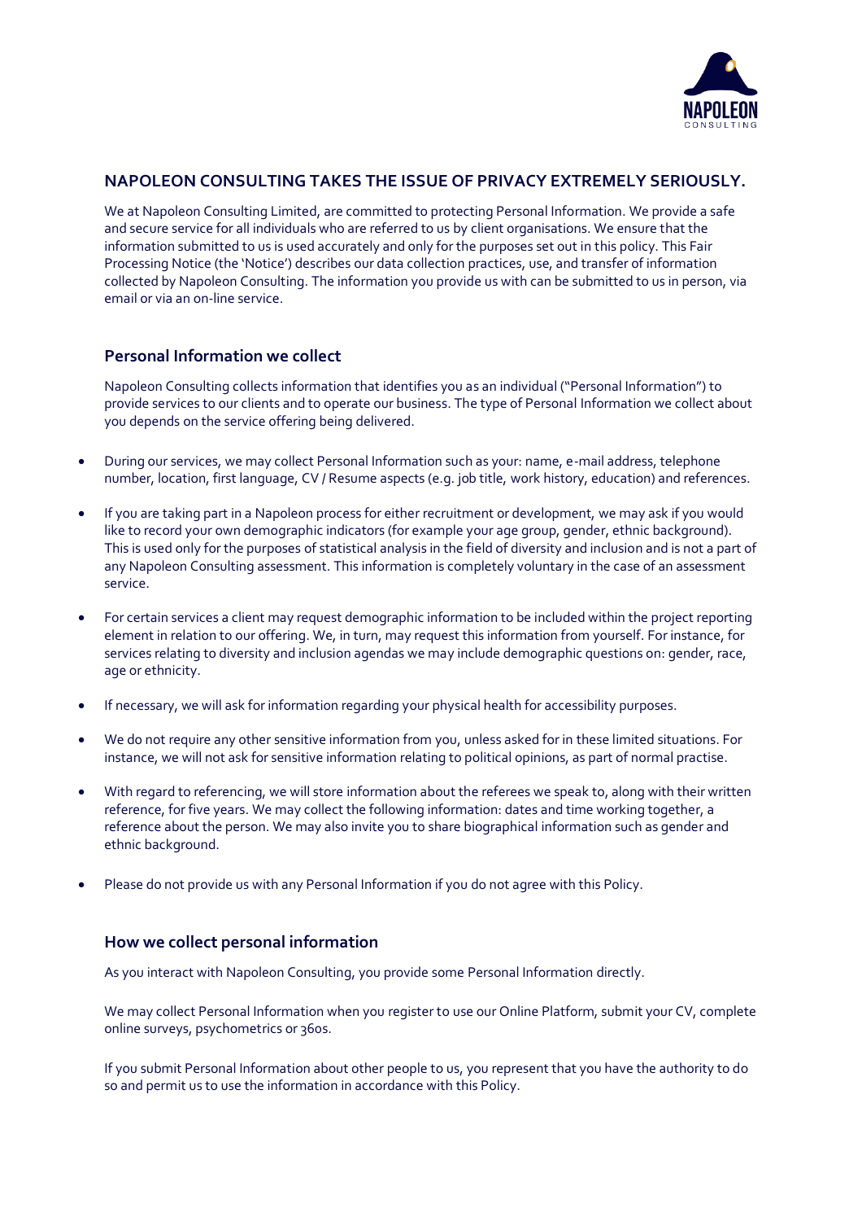## NAPOLEON CONSULTING TAKES THE ISSUE OF PRIVACY EXTREMELY SERIOUSLY.

We at Napoleon Consulting Limited, are committed to protecting Personal Information. We provide a safe and secure service for all individuals who are referred to us by client organisations. We ensure that the information submitted to us is used accurately and only for the purposes set out in this policy. This Fair Processing Notice (the 'Notice') describes our data collection practices, use, and transfer of information collected by Napoleon Consulting. The information you provide us with can be submitted to us in person, via email or via an on-line service.

### Personal Information we collect

Napoleon Consulting collects information that identifies you as an individual ("Personal Information") to provide services to our clients and to operate our business. The type of Personal Information we collect about you depends on the service offering being delivered.

- During our services, we may collect Personal Information such as your: name, e-mail address, telephone number, location, first language, CV / Resume aspects (e.g. job title, work history, education) and references.
- If you are taking part in a Napoleon process for either recruitment or development, we may ask if you would like to record your own demographic indicators (for example your age group, gender, ethnic background). This is used only for the purposes of statistical analysis in the field of diversity and inclusion and is not a part of any Napoleon Consulting assessment. This information is completely voluntary in the case of an assessment service.
- For certain services a client may request demographic information to be included within the project reporting element in relation to our offering. We, in turn, may request this information from yourself. For instance, for services relating to diversity and inclusion agendas we may include demographic questions on: gender, race, age or ethnicity.
- If necessary, we will ask for information regarding your physical health for accessibility purposes.
- We do not require any other sensitive information from you, unless asked for in these limited situations. For instance, we will not ask for sensitive information relating to political opinions, as part of normal practise.
- With regard to referencing, we will store information about the referees we speak to, along with their written reference, for five years. We may collect the following information: dates and time working together, a reference about the person. We may also invite you to share biographical information such as gender and ethnic background.
- Please do not provide us with any Personal Information if you do not agree with this Policy.

### How we collect personal information

As you interact with Napoleon Consulting, you provide some Personal Information directly.

We may collect Personal Information when you register to use our Online Platform, submit your CV, complete online surveys, psychometrics or 360s.

If you submit Personal Information about other people to us, you represent that you have the authority to do so and permit us to use the information in accordance with this Policy.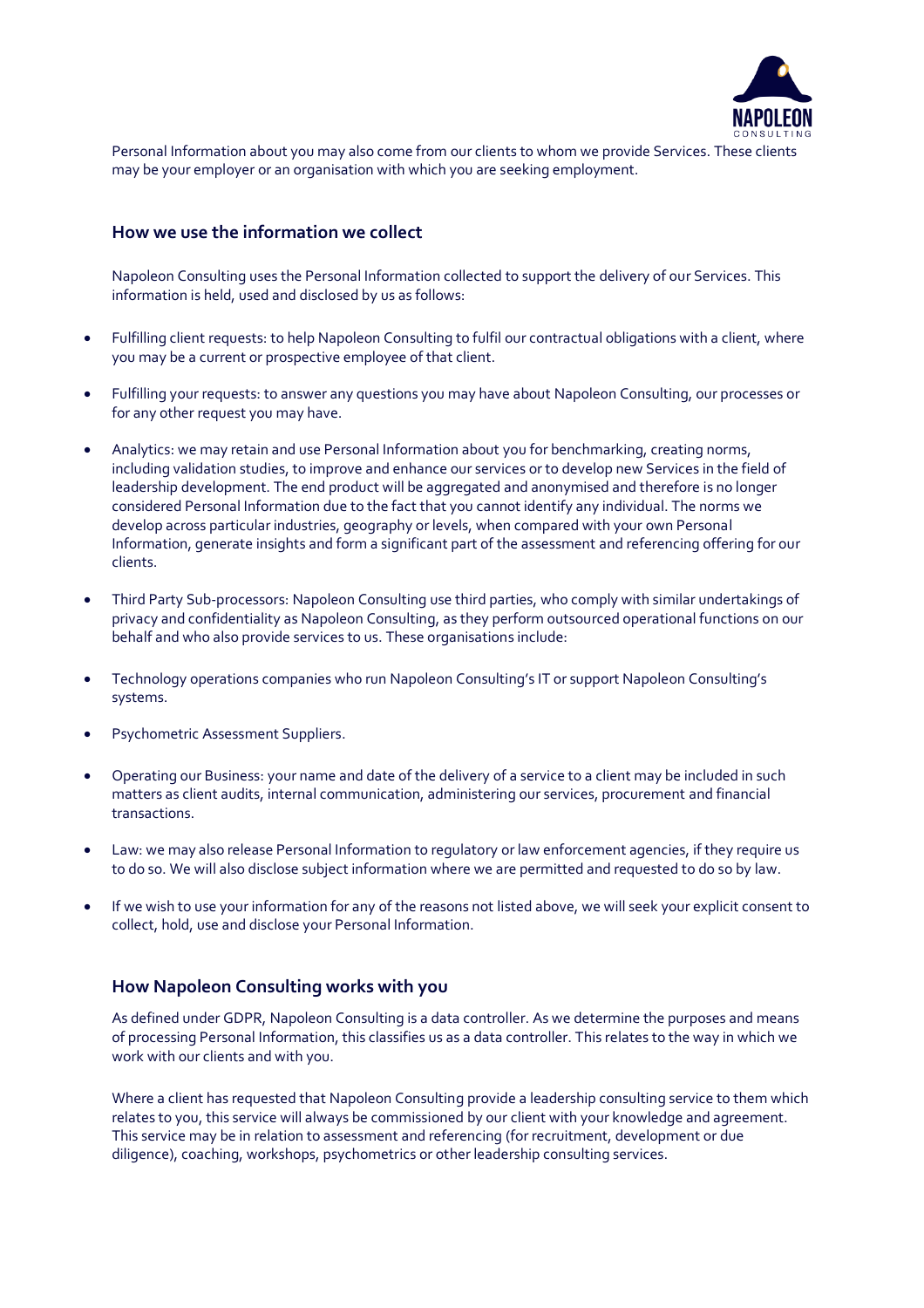Personal Information about you may also come from our clients to whom we provide Services. These clients may be your employer or an organisation with which you are seeking employment.

## How we use the information we collect

Napoleon Consulting uses the Personal Information collected to support the delivery of our Services. This information is held, used and disclosed by us as follows:

- Fulfilling client requests: to help Napoleon Consulting to fulfil our contractual obligations with a client, where you may be a current or prospective employee of that client.
- Fulfilling your requests: to answer any questions you may have about Napoleon Consulting, our processes or for any other request you may have.
- Analytics: we may retain and use Personal Information about you for benchmarking, creating norms, including validation studies, to improve and enhance our services or to develop new Services in the field of leadership development. The end product will be aggregated and anonymised and therefore is no longer considered Personal Information due to the fact that you cannot identify any individual. The norms we develop across particular industries, geography or levels, when compared with your own Personal Information, generate insights and form a significant part of the assessment and referencing offering for our clients.
- Third Party Sub-processors: Napoleon Consulting use third parties, who comply with similar undertakings of privacy and confidentiality as Napoleon Consulting, as they perform outsourced operational functions on our behalf and who also provide services to us. These organisations include:
- Technology operations companies who run Napoleon Consulting's IT or support Napoleon Consulting's systems.
- Psychometric Assessment Suppliers.
- Operating our Business: your name and date of the delivery of a service to a client may be included in such matters as client audits, internal communication, administering our services, procurement and financial transactions.
- Law: we may also release Personal Information to regulatory or law enforcement agencies, if they require us to do so. We will also disclose subject information where we are permitted and requested to do so by law.
- If we wish to use your information for any of the reasons not listed above, we will seek your explicit consent to collect, hold, use and disclose your Personal Information.

## How Napoleon Consulting works with you

As defined under GDPR, Napoleon Consulting is a data controller. As we determine the purposes and means of processing Personal Information, this classifies us as a data controller. This relates to the way in which we work with our clients and with you.

Where a client has requested that Napoleon Consulting provide a leadership consulting service to them which relates to you, this service will always be commissioned by our client with your knowledge and agreement. This service may be in relation to assessment and referencing (for recruitment, development or due diligence), coaching, workshops, psychometrics or other leadership consulting services.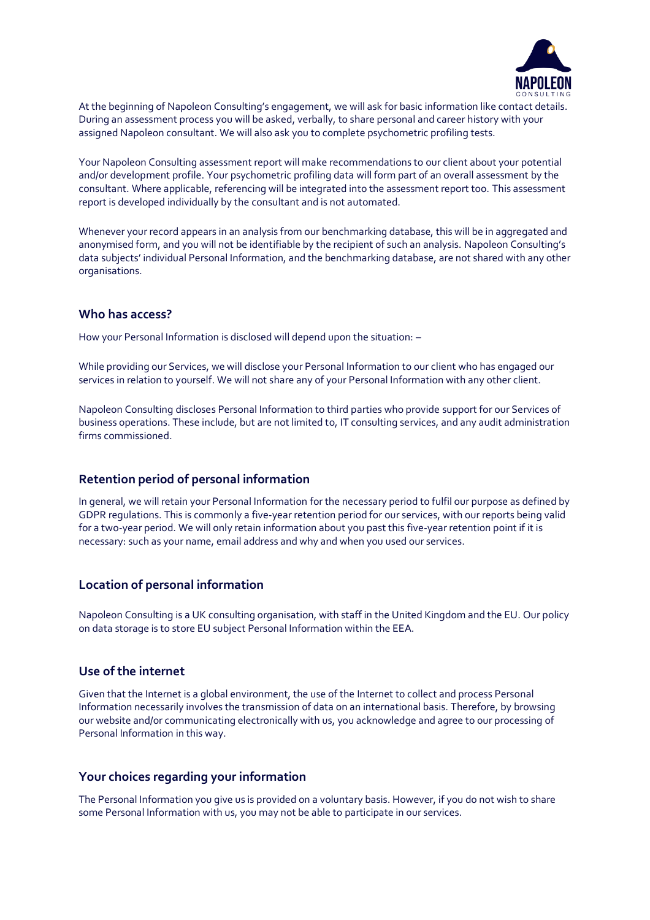At the beginning of Napoleon Consulting's engagement, we will ask for basic information like contact details. During an assessment process you will be asked, verbally, to share personal and career history with your assigned Napoleon consultant. We will also ask you to complete psychometric profiling tests.

Your Napoleon Consulting assessment report will make recommendations to our client about your potential and/or development profile. Your psychometric profiling data will form part of an overall assessment by the consultant. Where applicable, referencing will be integrated into the assessment report too. This assessment report is developed individually by the consultant and is not automated.

Whenever your record appears in an analysis from our benchmarking database, this will be in aggregated and anonymised form, and you will not be identifiable by the recipient of such an analysis. Napoleon Consulting's data subjects' individual Personal Information, and the benchmarking database, are not shared with any other organisations.

## Who has access?

How your Personal Information is disclosed will depend upon the situation: –

While providing our Services, we will disclose your Personal Information to our client who has engaged our services in relation to yourself. We will not share any of your Personal Information with any other client.

Napoleon Consulting discloses Personal Information to third parties who provide support for our Services of business operations. These include, but are not limited to, IT consulting services, and any audit administration firms commissioned.

## Retention period of personal information

In general, we will retain your Personal Information for the necessary period to fulfil our purpose as defined by GDPR regulations. This is commonly a five-year retention period for our services, with our reports being valid for a two-year period. We will only retain information about you past this five-year retention point if it is necessary: such as your name, email address and why and when you used our services.

## Location of personal information

Napoleon Consulting is a UK consulting organisation, with staff in the United Kingdom and the EU. Our policy on data storage is to store EU subject Personal Information within the EEA.

## Use of the internet

Given that the Internet is a global environment, the use of the Internet to collect and process Personal Information necessarily involves the transmission of data on an international basis. Therefore, by browsing our website and/or communicating electronically with us, you acknowledge and agree to our processing of Personal Information in this way.

## Your choices regarding your information

The Personal Information you give us is provided on a voluntary basis. However, if you do not wish to share some Personal Information with us, you may not be able to participate in our services.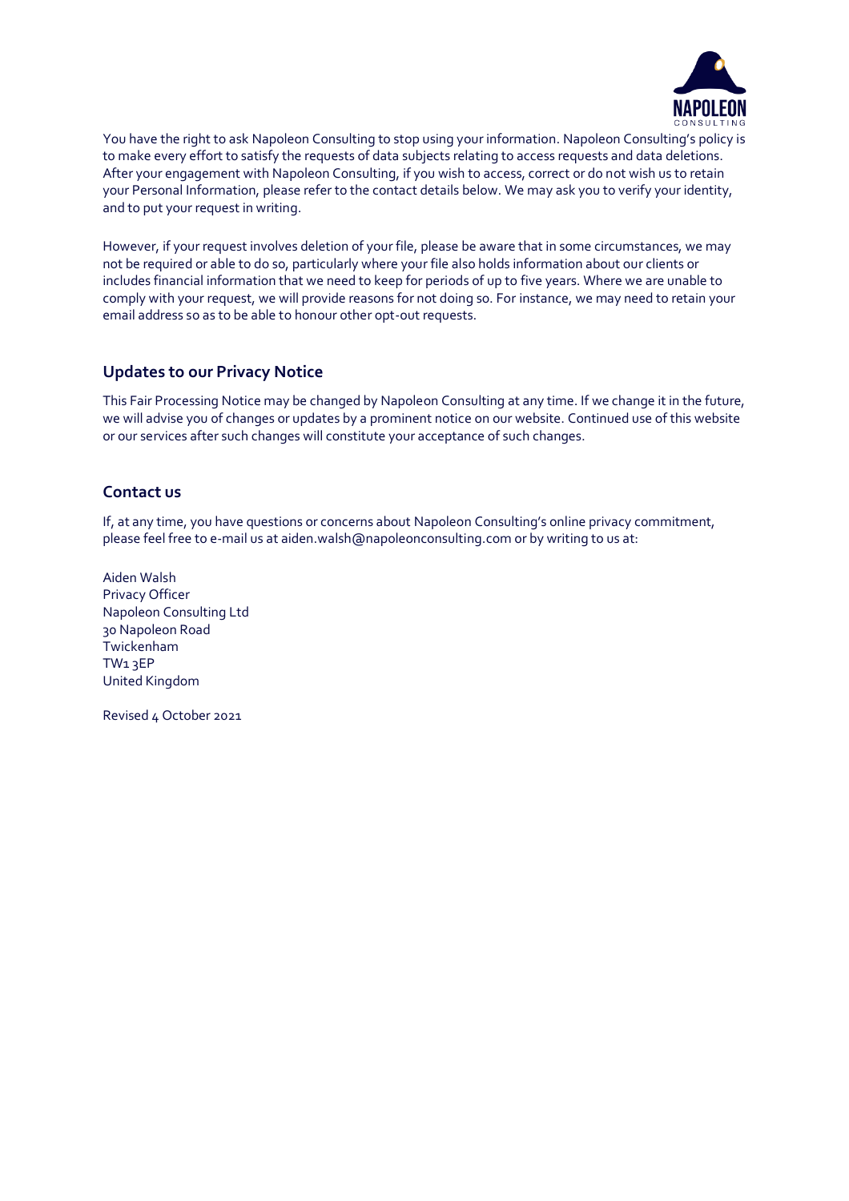You have the right to ask Napoleon Consulting to stop using your information. Napoleon Consulting's policy is to make every effort to satisfy the requests of data subjects relating to access requests and data deletions. After your engagement with Napoleon Consulting, if you wish to access, correct or do not wish us to retain your Personal Information, please refer to the contact details below. We may ask you to verify your identity, and to put your request in writing.

However, if your request involves deletion of your file, please be aware that in some circumstances, we may not be required or able to do so, particularly where your file also holds information about our clients or includes financial information that we need to keep for periods of up to five years. Where we are unable to comply with your request, we will provide reasons for not doing so. For instance, we may need to retain your email address so as to be able to honour other opt-out requests.

## Updates to our Privacy Notice

This Fair Processing Notice may be changed by Napoleon Consulting at any time. If we change it in the future, we will advise you of changes or updates by a prominent notice on our website. Continued use of this website or our services after such changes will constitute your acceptance of such changes.

## Contact us

If, at any time, you have questions or concerns about Napoleon Consulting's online privacy commitment, please feel free to e-mail us at aiden.walsh@napoleonconsulting.com or by writing to us at:

Aiden Walsh
Privacy Officer
Napoleon Consulting Ltd
30 Napoleon Road
Twickenham
TW1 3EP
United Kingdom

Revised 4 October 2021